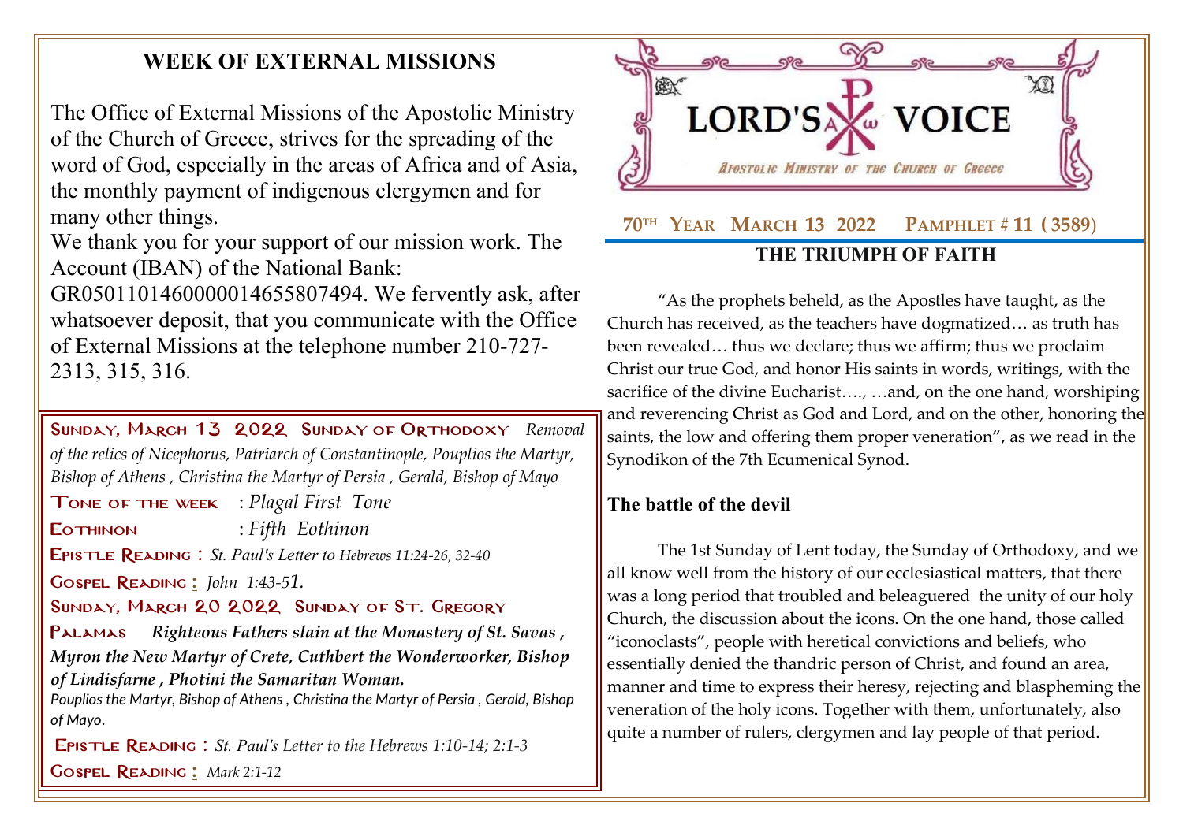## WEEK OF EXTERNAL MISSIONS

The Office of External Missions of the Apostolic Ministry of the Church of Greece, strives for the spreading of the word of God, especially in the areas of Africa and of Asia, the monthly payment of indigenous clergymen and for many other things.

We thank you for your support of our mission work. The Account (IBAN) of the National Bank: GR0501101460000014655807494. We fervently ask, after whatsoever deposit, that you communicate with the Office of External Missions at the telephone number 210-727-2313, 315, 316.

**SUNDAY, MARCH 13 2022 SUNDAY OF ORTHODOXY** *Removal of the relics of Nicephorus, Patriarch of Constantinople, Pouplios the Martyr, Bishop of Athens , Christina the Martyr of Persia , Gerald, Bishop of Mayo*

**TONE OF THE WEEK** : *Plagal First Tone*

**EOTHINON** : *Fifth Eothinon*

**EPISTLE READING** : *St. Paul's Letter to Hebrews 11:24-26, 32-40*

**GOSPEL READING** : *John 1:43-51.*

**SUNDAY, MARCH 20 2022 SUNDAY OF ST. GREGORY PALAMAS** ***Righteous Fathers slain at the Monastery of St. Savas , Myron the New Martyr of Crete, Cuthbert the Wonderworker, Bishop of Lindisfarne , Photini the Samaritan Woman.***

*Pouplios the Martyr, Bishop of Athens , Christina the Martyr of Persia , Gerald, Bishop of Mayo.*

**EPISTLE READING** : *St. Paul's Letter to the Hebrews 1:10-14; 2:1-3*

**GOSPEL READING** : *Mark 2:1-12*

# LORD'S VOICE

*APOSTOLIC MINISTRY OF THE CHURCH OF GREECE*

**70TH YEAR MARCH 13 2022 PAMPHLET # 11 (3589)**

## THE TRIUMPH OF FAITH

"As the prophets beheld, as the Apostles have taught, as the Church has received, as the teachers have dogmatized… as truth has been revealed… thus we declare; thus we affirm; thus we proclaim Christ our true God, and honor His saints in words, writings, with the sacrifice of the divine Eucharist…., …and, on the one hand, worshiping and reverencing Christ as God and Lord, and on the other, honoring the saints, the low and offering them proper veneration", as we read in the Synodikon of the 7th Ecumenical Synod.

### The battle of the devil

The 1st Sunday of Lent today, the Sunday of Orthodoxy, and we all know well from the history of our ecclesiastical matters, that there was a long period that troubled and beleaguered the unity of our holy Church, the discussion about the icons. On the one hand, those called "iconoclasts", people with heretical convictions and beliefs, who essentially denied the thandric person of Christ, and found an area, manner and time to express their heresy, rejecting and blaspheming the veneration of the holy icons. Together with them, unfortunately, also quite a number of rulers, clergymen and lay people of that period.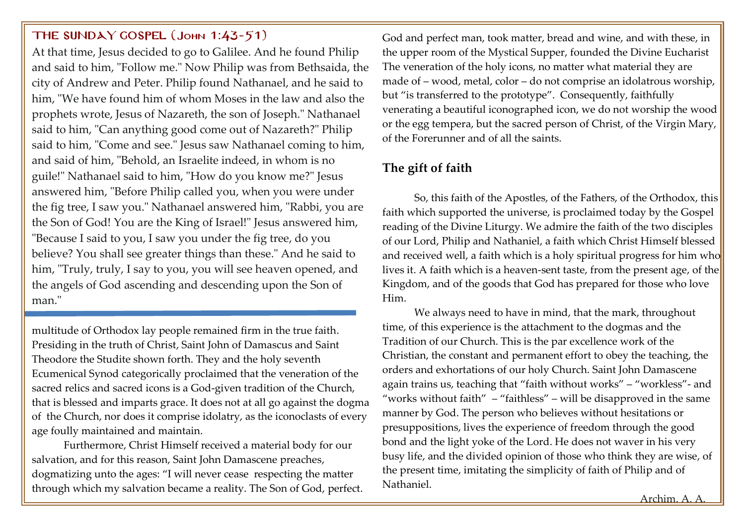## THE SUNDAY GOSPEL (John 1:43-51)

At that time, Jesus decided to go to Galilee. And he found Philip and said to him, "Follow me." Now Philip was from Bethsaida, the city of Andrew and Peter. Philip found Nathanael, and he said to him, "We have found him of whom Moses in the law and also the prophets wrote, Jesus of Nazareth, the son of Joseph." Nathanael said to him, "Can anything good come out of Nazareth?" Philip said to him, "Come and see." Jesus saw Nathanael coming to him, and said of him, "Behold, an Israelite indeed, in whom is no guile!" Nathanael said to him, "How do you know me?" Jesus answered him, "Before Philip called you, when you were under the fig tree, I saw you." Nathanael answered him, "Rabbi, you are the Son of God! You are the King of Israel!" Jesus answered him, "Because I said to you, I saw you under the fig tree, do you believe? You shall see greater things than these." And he said to him, "Truly, truly, I say to you, you will see heaven opened, and the angels of God ascending and descending upon the Son of man."

---

multitude of Orthodox lay people remained firm in the true faith. Presiding in the truth of Christ, Saint John of Damascus and Saint Theodore the Studite shown forth. They and the holy seventh Ecumenical Synod categorically proclaimed that the veneration of the sacred relics and sacred icons is a God-given tradition of the Church, that is blessed and imparts grace. It does not at all go against the dogma of the Church, nor does it comprise idolatry, as the iconoclasts of every age foully maintained and maintain.

Furthermore, Christ Himself received a material body for our salvation, and for this reason, Saint John Damascene preaches, dogmatizing unto the ages: "I will never cease respecting the matter through which my salvation became a reality. The Son of God, perfect. God and perfect man, took matter, bread and wine, and with these, in the upper room of the Mystical Supper, founded the Divine Eucharist The veneration of the holy icons, no matter what material they are made of – wood, metal, color – do not comprise an idolatrous worship, but "is transferred to the prototype". Consequently, faithfully venerating a beautiful iconographed icon, we do not worship the wood or the egg tempera, but the sacred person of Christ, of the Virgin Mary, of the Forerunner and of all the saints.

### The gift of faith

So, this faith of the Apostles, of the Fathers, of the Orthodox, this faith which supported the universe, is proclaimed today by the Gospel reading of the Divine Liturgy. We admire the faith of the two disciples of our Lord, Philip and Nathaniel, a faith which Christ Himself blessed and received well, a faith which is a holy spiritual progress for him who lives it. A faith which is a heaven-sent taste, from the present age, of the Kingdom, and of the goods that God has prepared for those who love Him.

We always need to have in mind, that the mark, throughout time, of this experience is the attachment to the dogmas and the Tradition of our Church. This is the par excellence work of the Christian, the constant and permanent effort to obey the teaching, the orders and exhortations of our holy Church. Saint John Damascene again trains us, teaching that "faith without works" – "workless"- and "works without faith" – "faithless" – will be disapproved in the same manner by God. The person who believes without hesitations or presuppositions, lives the experience of freedom through the good bond and the light yoke of the Lord. He does not waver in his very busy life, and the divided opinion of those who think they are wise, of the present time, imitating the simplicity of faith of Philip and of Nathaniel.

Archim. A. A.